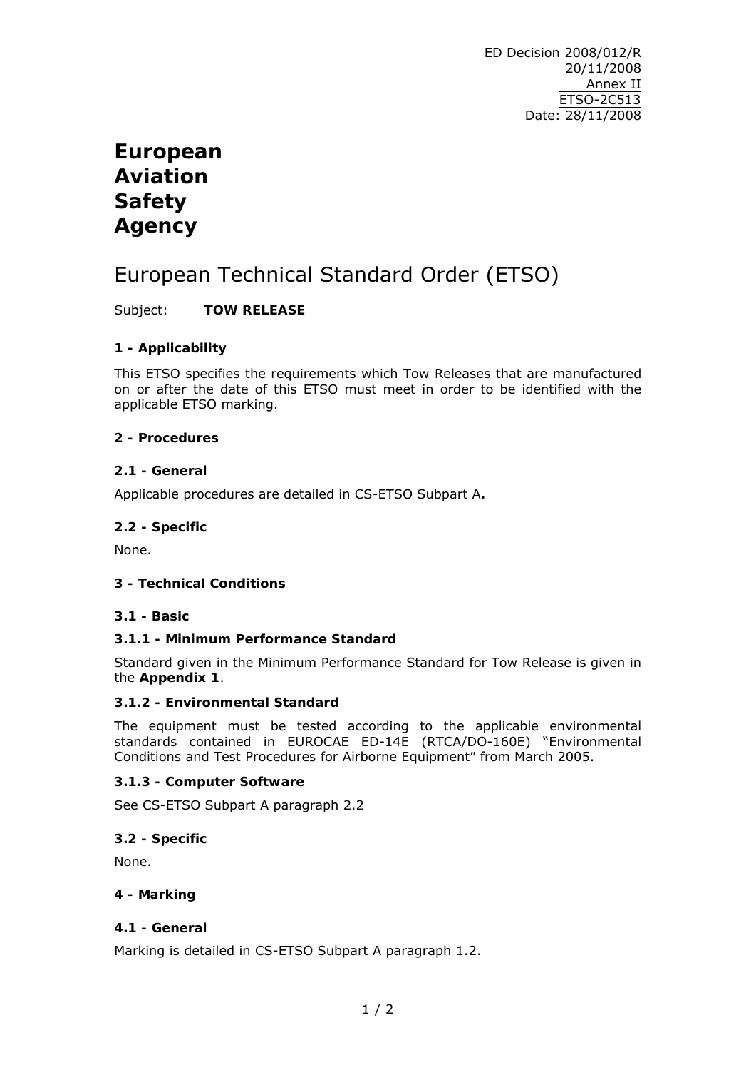ED Decision 2008/012/R
20/11/2008
Annex II
ETSO-2C513
Date: 28/11/2008

# European Aviation Safety Agency

# European Technical Standard Order (ETSO)

Subject: **TOW RELEASE**

### 1 - Applicability

This ETSO specifies the requirements which Tow Releases that are manufactured on or after the date of this ETSO must meet in order to be identified with the applicable ETSO marking.

### 2 - Procedures

#### 2.1 - General

Applicable procedures are detailed in CS-ETSO Subpart A**.**

#### 2.2 - Specific

None.

### 3 - Technical Conditions

#### 3.1 - Basic

##### 3.1.1 - Minimum Performance Standard

Standard given in the Minimum Performance Standard for Tow Release is given in the **Appendix 1**.

##### 3.1.2 - Environmental Standard

The equipment must be tested according to the applicable environmental standards contained in EUROCAE ED-14E (RTCA/DO-160E) "Environmental Conditions and Test Procedures for Airborne Equipment" from March 2005.

##### 3.1.3 - Computer Software

See CS-ETSO Subpart A paragraph 2.2

#### 3.2 - Specific

None.

### 4 - Marking

#### 4.1 - General

Marking is detailed in CS-ETSO Subpart A paragraph 1.2.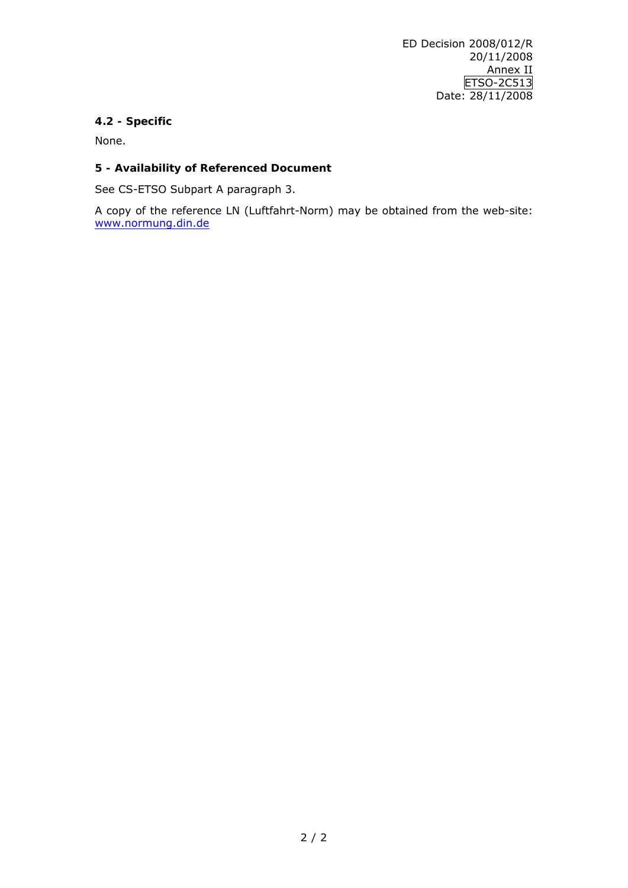### 4.2 - Specific

None.

### 5 - Availability of Referenced Document

See CS-ETSO Subpart A paragraph 3.

A copy of the reference LN (Luftfahrt-Norm) may be obtained from the web-site: www.normung.din.de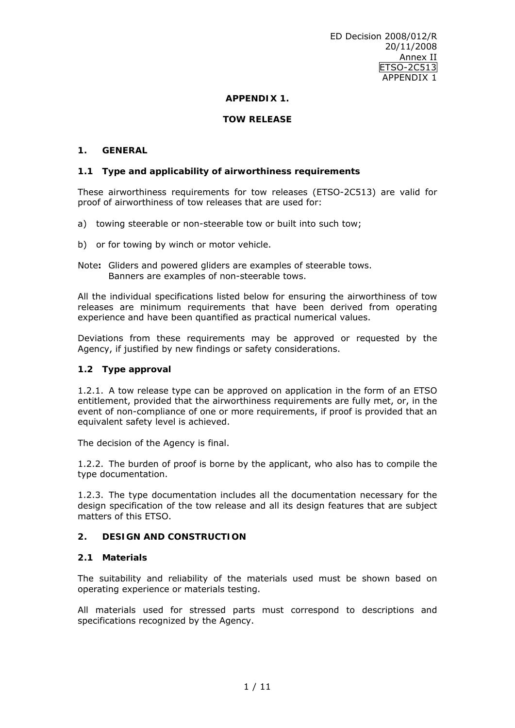## APPENDIX 1.

## TOW RELEASE

### 1. GENERAL

#### 1.1 Type and applicability of airworthiness requirements

These airworthiness requirements for tow releases (ETSO-2C513) are valid for proof of airworthiness of tow releases that are used for:

a) towing steerable or non-steerable tow or built into such tow;

b) or for towing by winch or motor vehicle.

Note**:** Gliders and powered gliders are examples of steerable tows.
Banners are examples of non-steerable tows.

All the individual specifications listed below for ensuring the airworthiness of tow releases are minimum requirements that have been derived from operating experience and have been quantified as practical numerical values.

Deviations from these requirements may be approved or requested by the Agency, if justified by new findings or safety considerations.

#### 1.2 Type approval

1.2.1. A tow release type can be approved on application in the form of an ETSO entitlement, provided that the airworthiness requirements are fully met, or, in the event of non-compliance of one or more requirements, if proof is provided that an equivalent safety level is achieved.

The decision of the Agency is final.

1.2.2. The burden of proof is borne by the applicant, who also has to compile the type documentation.

1.2.3. The type documentation includes all the documentation necessary for the design specification of the tow release and all its design features that are subject matters of this ETSO.

### 2. DESIGN AND CONSTRUCTION

#### 2.1 Materials

The suitability and reliability of the materials used must be shown based on operating experience or materials testing.

All materials used for stressed parts must correspond to descriptions and specifications recognized by the Agency.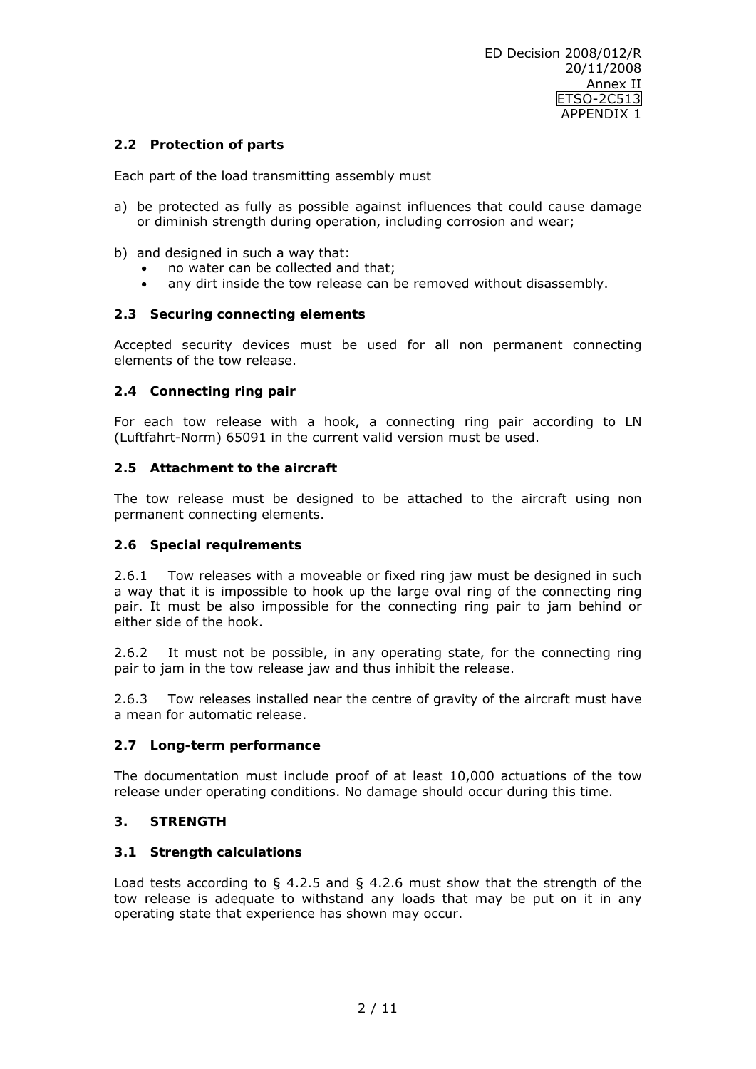### 2.2 Protection of parts

Each part of the load transmitting assembly must

a) be protected as fully as possible against influences that could cause damage or diminish strength during operation, including corrosion and wear;

b) and designed in such a way that:
   - no water can be collected and that;
   - any dirt inside the tow release can be removed without disassembly.

### 2.3 Securing connecting elements

Accepted security devices must be used for all non permanent connecting elements of the tow release.

### 2.4 Connecting ring pair

For each tow release with a hook, a connecting ring pair according to LN (Luftfahrt-Norm) 65091 in the current valid version must be used.

### 2.5 Attachment to the aircraft

The tow release must be designed to be attached to the aircraft using non permanent connecting elements.

### 2.6 Special requirements

2.6.1 Tow releases with a moveable or fixed ring jaw must be designed in such a way that it is impossible to hook up the large oval ring of the connecting ring pair. It must be also impossible for the connecting ring pair to jam behind or either side of the hook.

2.6.2 It must not be possible, in any operating state, for the connecting ring pair to jam in the tow release jaw and thus inhibit the release.

2.6.3 Tow releases installed near the centre of gravity of the aircraft must have a mean for automatic release.

### 2.7 Long-term performance

The documentation must include proof of at least 10,000 actuations of the tow release under operating conditions. No damage should occur during this time.

## 3. STRENGTH

### 3.1 Strength calculations

Load tests according to § 4.2.5 and § 4.2.6 must show that the strength of the tow release is adequate to withstand any loads that may be put on it in any operating state that experience has shown may occur.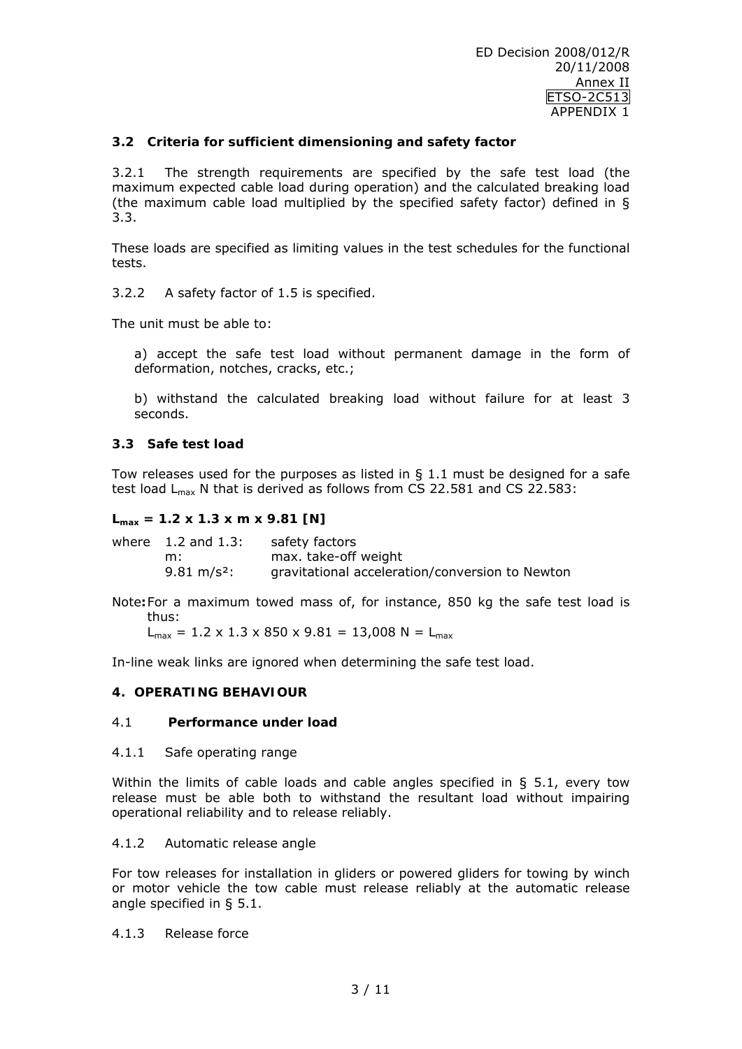### 3.2 Criteria for sufficient dimensioning and safety factor

3.2.1 The strength requirements are specified by the safe test load (the maximum expected cable load during operation) and the calculated breaking load (the maximum cable load multiplied by the specified safety factor) defined in § 3.3.

These loads are specified as limiting values in the test schedules for the functional tests.

3.2.2 A safety factor of 1.5 is specified.

The unit must be able to:

a) accept the safe test load without permanent damage in the form of deformation, notches, cracks, etc.;

b) withstand the calculated breaking load without failure for at least 3 seconds.

### 3.3 Safe test load

Tow releases used for the purposes as listed in § 1.1 must be designed for a safe test load $L_{max}$ N that is derived as follows from CS 22.581 and CS 22.583:

$$L_{max} = 1.2 \times 1.3 \times m \times 9.81 \text{ [N]}$$

| where | | |
|---|---|---|
| | 1.2 and 1.3: | safety factors |
| | m: | max. take-off weight |
| | 9.81 m/s²: | gravitational acceleration/conversion to Newton |

**Note:** For a maximum towed mass of, for instance, 850 kg the safe test load is thus:

$L_{max} = 1.2 \times 1.3 \times 850 \times 9.81 = 13{,}008 \text{ N} = L_{max}$

In-line weak links are ignored when determining the safe test load.

## 4. OPERATING BEHAVIOUR

### 4.1 Performance under load

4.1.1 Safe operating range

Within the limits of cable loads and cable angles specified in § 5.1, every tow release must be able both to withstand the resultant load without impairing operational reliability and to release reliably.

4.1.2 Automatic release angle

For tow releases for installation in gliders or powered gliders for towing by winch or motor vehicle the tow cable must release reliably at the automatic release angle specified in § 5.1.

4.1.3 Release force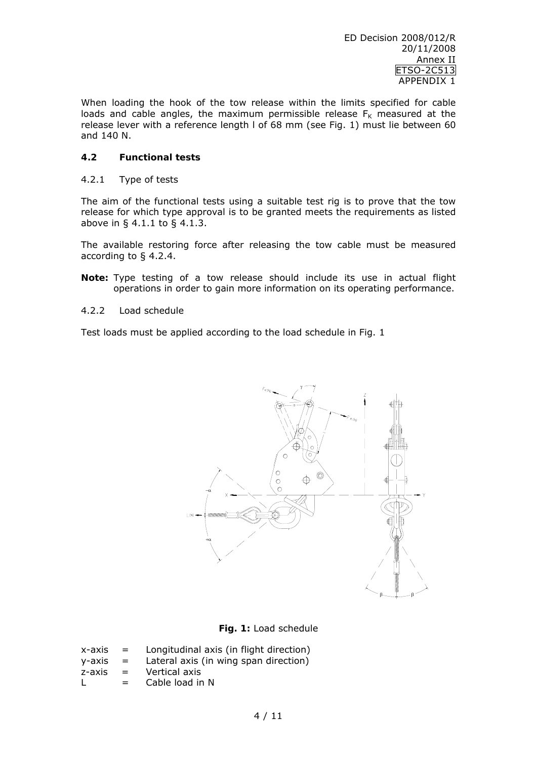When loading the hook of the tow release within the limits specified for cable loads and cable angles, the maximum permissible release $F_K$ measured at the release lever with a reference length l of 68 mm (see Fig. 1) must lie between 60 and 140 N.

## 4.2 Functional tests

### 4.2.1 Type of tests

The aim of the functional tests using a suitable test rig is to prove that the tow release for which type approval is to be granted meets the requirements as listed above in § 4.1.1 to § 4.1.3.

The available restoring force after releasing the tow cable must be measured according to § 4.2.4.

**Note:** Type testing of a tow release should include its use in actual flight operations in order to gain more information on its operating performance.

### 4.2.2 Load schedule

Test loads must be applied according to the load schedule in Fig. 1

**Fig. 1:** Load schedule

x-axis = Longitudinal axis (in flight direction)
y-axis = Lateral axis (in wing span direction)
z-axis = Vertical axis
L = Cable load in N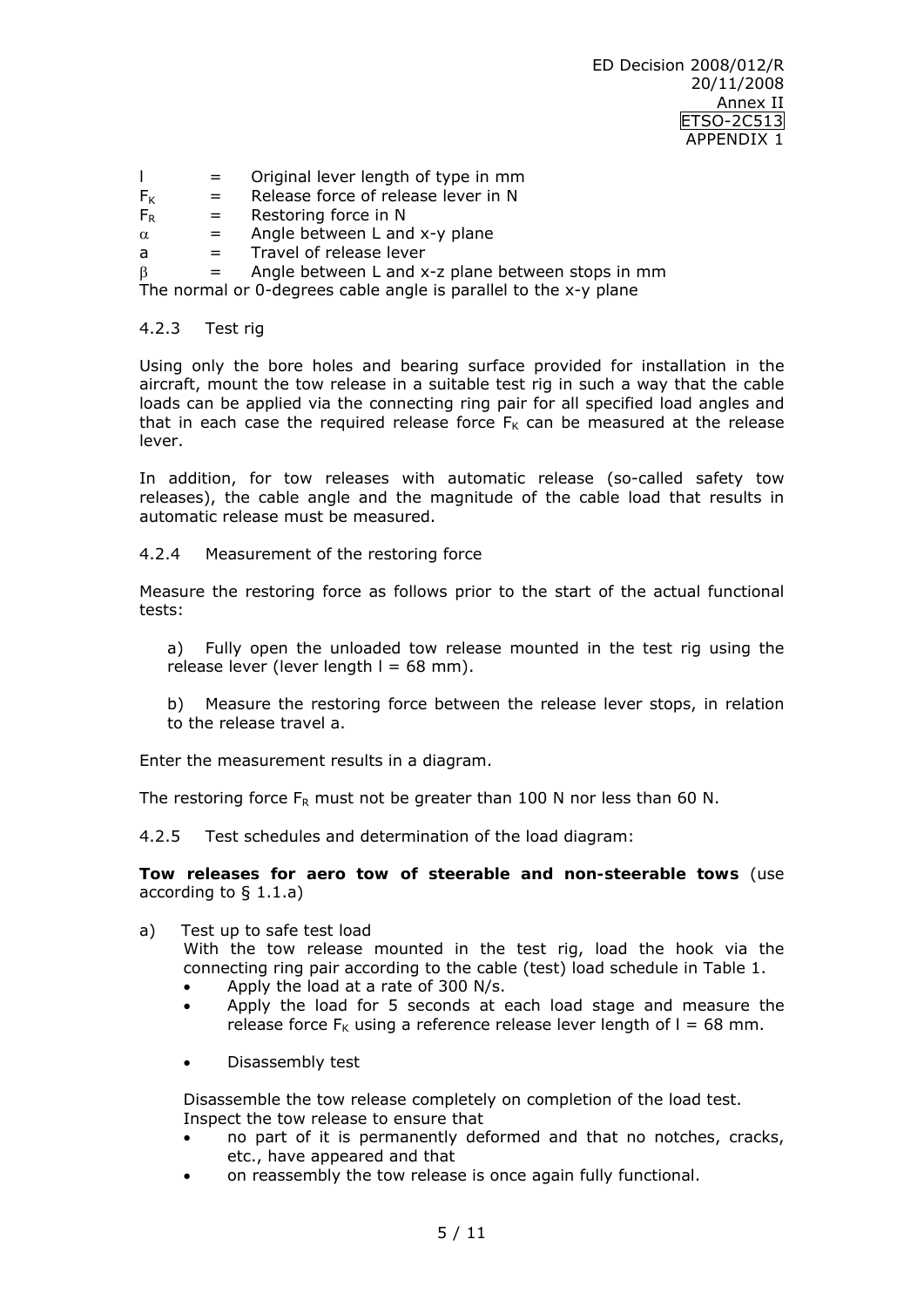| | | |
|---|---|---|
| l | = | Original lever length of type in mm |
| $F_K$ | = | Release force of release lever in N |
| $F_R$ | = | Restoring force in N |
| $\alpha$ | = | Angle between L and x-y plane |
| a | = | Travel of release lever |
| $\beta$ | = | Angle between L and x-z plane between stops in mm |

The normal or 0-degrees cable angle is parallel to the x-y plane

4.2.3 Test rig

Using only the bore holes and bearing surface provided for installation in the aircraft, mount the tow release in a suitable test rig in such a way that the cable loads can be applied via the connecting ring pair for all specified load angles and that in each case the required release force $F_K$ can be measured at the release lever.

In addition, for tow releases with automatic release (so-called safety tow releases), the cable angle and the magnitude of the cable load that results in automatic release must be measured.

4.2.4 Measurement of the restoring force

Measure the restoring force as follows prior to the start of the actual functional tests:

a) Fully open the unloaded tow release mounted in the test rig using the release lever (lever length l = 68 mm).

b) Measure the restoring force between the release lever stops, in relation to the release travel a.

Enter the measurement results in a diagram.

The restoring force $F_R$ must not be greater than 100 N nor less than 60 N.

4.2.5 Test schedules and determination of the load diagram:

**Tow releases for aero tow of steerable and non-steerable tows** (use according to § 1.1.a)

a) Test up to safe test load

With the tow release mounted in the test rig, load the hook via the connecting ring pair according to the cable (test) load schedule in Table 1.

- Apply the load at a rate of 300 N/s.
- Apply the load for 5 seconds at each load stage and measure the release force $F_K$ using a reference release lever length of l = 68 mm.
- Disassembly test

Disassemble the tow release completely on completion of the load test. Inspect the tow release to ensure that

- no part of it is permanently deformed and that no notches, cracks, etc., have appeared and that
- on reassembly the tow release is once again fully functional.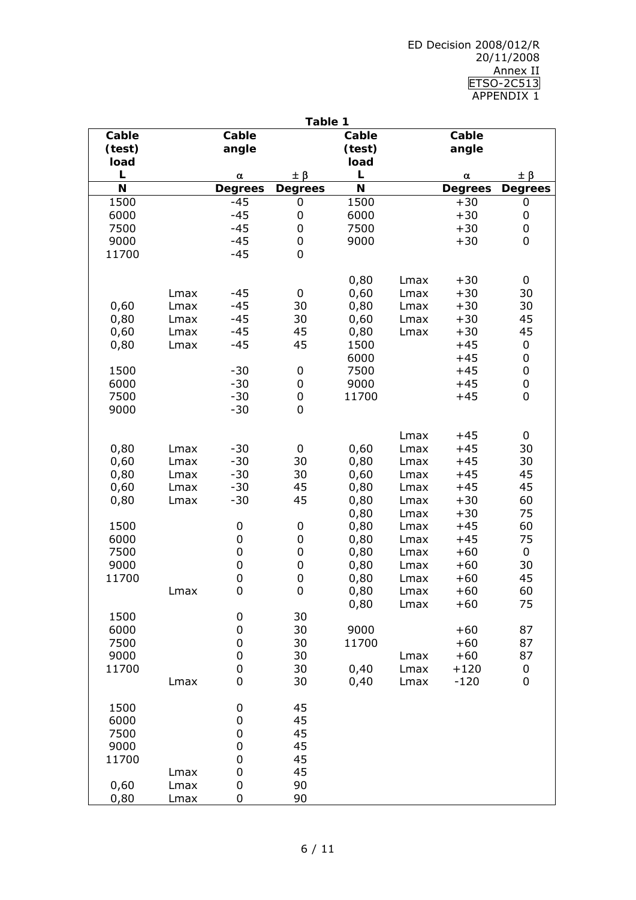**Table 1**

| Cable (test) load L N | | Cable angle α Degrees | ± β Degrees | Cable (test) load L N | | Cable angle α Degrees | ± β Degrees |
|---|---|---|---|---|---|---|---|
| 1500 | | -45 | 0 | 1500 | | +30 | 0 |
| 6000 | | -45 | 0 | 6000 | | +30 | 0 |
| 7500 | | -45 | 0 | 7500 | | +30 | 0 |
| 9000 | | -45 | 0 | 9000 | | +30 | 0 |
| 11700 | | -45 | 0 | | | | |
| | | | | | | | |
| | | | | 0,80 | Lmax | +30 | 0 |
| | Lmax | -45 | 0 | 0,60 | Lmax | +30 | 30 |
| 0,60 | Lmax | -45 | 30 | 0,80 | Lmax | +30 | 30 |
| 0,80 | Lmax | -45 | 30 | 0,60 | Lmax | +30 | 45 |
| 0,60 | Lmax | -45 | 45 | 0,80 | Lmax | +30 | 45 |
| 0,80 | Lmax | -45 | 45 | 1500 | | +45 | 0 |
| | | | | 6000 | | +45 | 0 |
| 1500 | | -30 | 0 | 7500 | | +45 | 0 |
| 6000 | | -30 | 0 | 9000 | | +45 | 0 |
| 7500 | | -30 | 0 | 11700 | | +45 | 0 |
| 9000 | | -30 | 0 | | | | |
| | | | | | | | |
| | | | | | Lmax | +45 | 0 |
| 0,80 | Lmax | -30 | 0 | 0,60 | Lmax | +45 | 30 |
| 0,60 | Lmax | -30 | 30 | 0,80 | Lmax | +45 | 30 |
| 0,80 | Lmax | -30 | 30 | 0,60 | Lmax | +45 | 45 |
| 0,60 | Lmax | -30 | 45 | 0,80 | Lmax | +45 | 45 |
| 0,80 | Lmax | -30 | 45 | 0,80 | Lmax | +30 | 60 |
| | | | | 0,80 | Lmax | +30 | 75 |
| 1500 | | 0 | 0 | 0,80 | Lmax | +45 | 60 |
| 6000 | | 0 | 0 | 0,80 | Lmax | +45 | 75 |
| 7500 | | 0 | 0 | 0,80 | Lmax | +60 | 0 |
| 9000 | | 0 | 0 | 0,80 | Lmax | +60 | 30 |
| 11700 | | 0 | 0 | 0,80 | Lmax | +60 | 45 |
| | Lmax | 0 | 0 | 0,80 | Lmax | +60 | 60 |
| | | | | 0,80 | Lmax | +60 | 75 |
| 1500 | | 0 | 30 | | | | |
| 6000 | | 0 | 30 | 9000 | | +60 | 87 |
| 7500 | | 0 | 30 | 11700 | | +60 | 87 |
| 9000 | | 0 | 30 | | Lmax | +60 | 87 |
| 11700 | | 0 | 30 | 0,40 | Lmax | +120 | 0 |
| | Lmax | 0 | 30 | 0,40 | Lmax | -120 | 0 |
| | | | | | | | |
| 1500 | | 0 | 45 | | | | |
| 6000 | | 0 | 45 | | | | |
| 7500 | | 0 | 45 | | | | |
| 9000 | | 0 | 45 | | | | |
| 11700 | | 0 | 45 | | | | |
| | Lmax | 0 | 45 | | | | |
| 0,60 | Lmax | 0 | 90 | | | | |
| 0,80 | Lmax | 0 | 90 | | | | |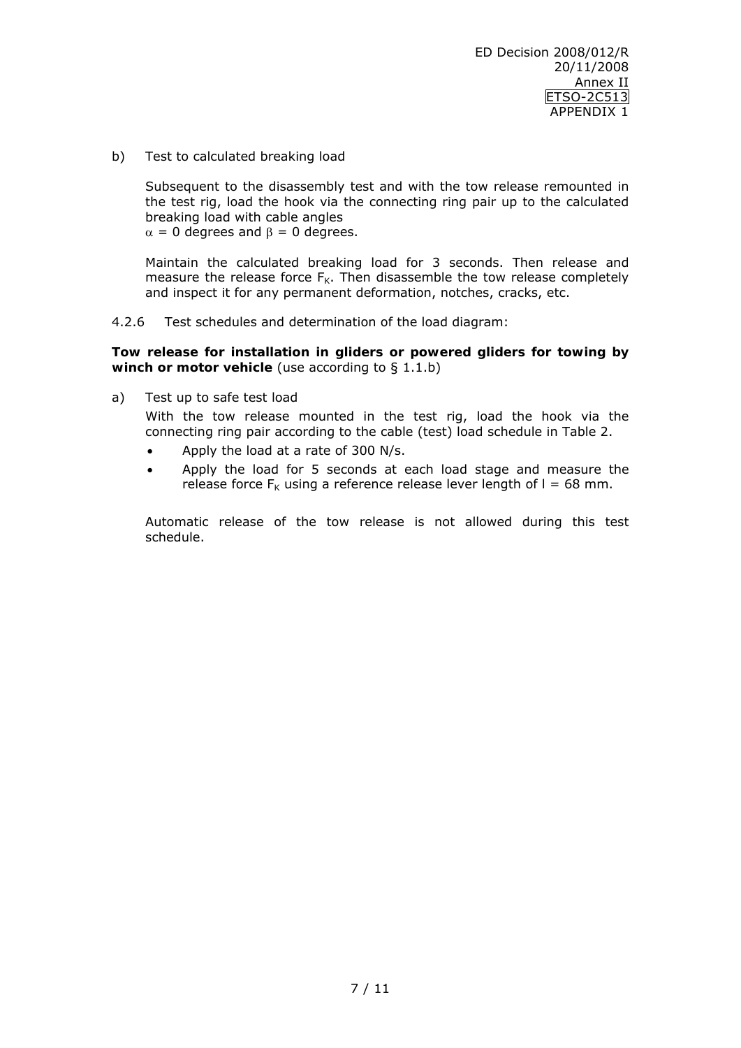b) Test to calculated breaking load

   Subsequent to the disassembly test and with the tow release remounted in the test rig, load the hook via the connecting ring pair up to the calculated breaking load with cable angles
   $\alpha$ = 0 degrees and $\beta$ = 0 degrees.

   Maintain the calculated breaking load for 3 seconds. Then release and measure the release force $F_K$. Then disassemble the tow release completely and inspect it for any permanent deformation, notches, cracks, etc.

4.2.6 Test schedules and determination of the load diagram:

**Tow release for installation in gliders or powered gliders for towing by winch or motor vehicle** (use according to § 1.1.b)

a) Test up to safe test load

   With the tow release mounted in the test rig, load the hook via the connecting ring pair according to the cable (test) load schedule in Table 2.

   - Apply the load at a rate of 300 N/s.
   - Apply the load for 5 seconds at each load stage and measure the release force $F_K$ using a reference release lever length of $l$ = 68 mm.

   Automatic release of the tow release is not allowed during this test schedule.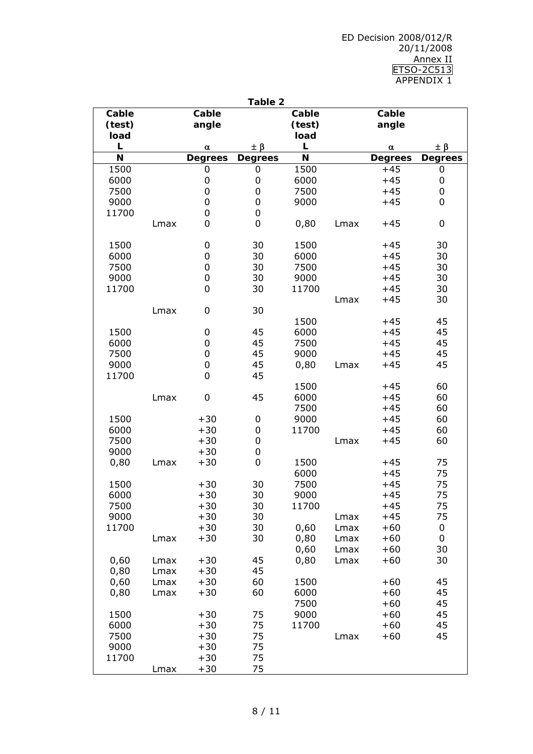**Table 2**

| Cable (test) load L N | | Cable angle $\alpha$ Degrees | $\pm\beta$ Degrees | Cable (test) load L N | | Cable angle $\alpha$ Degrees | $\pm\beta$ Degrees |
|---|---|---|---|---|---|---|---|
| 1500 | | 0 | 0 | 1500 | | +45 | 0 |
| 6000 | | 0 | 0 | 6000 | | +45 | 0 |
| 7500 | | 0 | 0 | 7500 | | +45 | 0 |
| 9000 | | 0 | 0 | 9000 | | +45 | 0 |
| 11700 | | 0 | 0 | | | | |
| | Lmax | 0 | 0 | 0,80 | Lmax | +45 | 0 |
| | | | | | | | |
| 1500 | | 0 | 30 | 1500 | | +45 | 30 |
| 6000 | | 0 | 30 | 6000 | | +45 | 30 |
| 7500 | | 0 | 30 | 7500 | | +45 | 30 |
| 9000 | | 0 | 30 | 9000 | | +45 | 30 |
| 11700 | | 0 | 30 | 11700 | | +45 | 30 |
| | | | | | Lmax | +45 | 30 |
| | Lmax | 0 | 30 | | | | |
| | | | | 1500 | | +45 | 45 |
| 1500 | | 0 | 45 | 6000 | | +45 | 45 |
| 6000 | | 0 | 45 | 7500 | | +45 | 45 |
| 7500 | | 0 | 45 | 9000 | | +45 | 45 |
| 9000 | | 0 | 45 | 0,80 | Lmax | +45 | 45 |
| 11700 | | 0 | 45 | | | | |
| | | | | 1500 | | +45 | 60 |
| | Lmax | 0 | 45 | 6000 | | +45 | 60 |
| | | | | 7500 | | +45 | 60 |
| 1500 | | +30 | 0 | 9000 | | +45 | 60 |
| 6000 | | +30 | 0 | 11700 | | +45 | 60 |
| 7500 | | +30 | 0 | | Lmax | +45 | 60 |
| 9000 | | +30 | 0 | | | | |
| 0,80 | Lmax | +30 | 0 | 1500 | | +45 | 75 |
| | | | | 6000 | | +45 | 75 |
| 1500 | | +30 | 30 | 7500 | | +45 | 75 |
| 6000 | | +30 | 30 | 9000 | | +45 | 75 |
| 7500 | | +30 | 30 | 11700 | | +45 | 75 |
| 9000 | | +30 | 30 | | Lmax | +45 | 75 |
| 11700 | | +30 | 30 | 0,60 | Lmax | +60 | 0 |
| | Lmax | +30 | 30 | 0,80 | Lmax | +60 | 0 |
| | | | | 0,60 | Lmax | +60 | 30 |
| 0,60 | Lmax | +30 | 45 | 0,80 | Lmax | +60 | 30 |
| 0,80 | Lmax | +30 | 45 | | | | |
| 0,60 | Lmax | +30 | 60 | 1500 | | +60 | 45 |
| 0,80 | Lmax | +30 | 60 | 6000 | | +60 | 45 |
| | | | | 7500 | | +60 | 45 |
| 1500 | | +30 | 75 | 9000 | | +60 | 45 |
| 6000 | | +30 | 75 | 11700 | | +60 | 45 |
| 7500 | | +30 | 75 | | Lmax | +60 | 45 |
| 9000 | | +30 | 75 | | | | |
| 11700 | | +30 | 75 | | | | |
| | Lmax | +30 | 75 | | | | |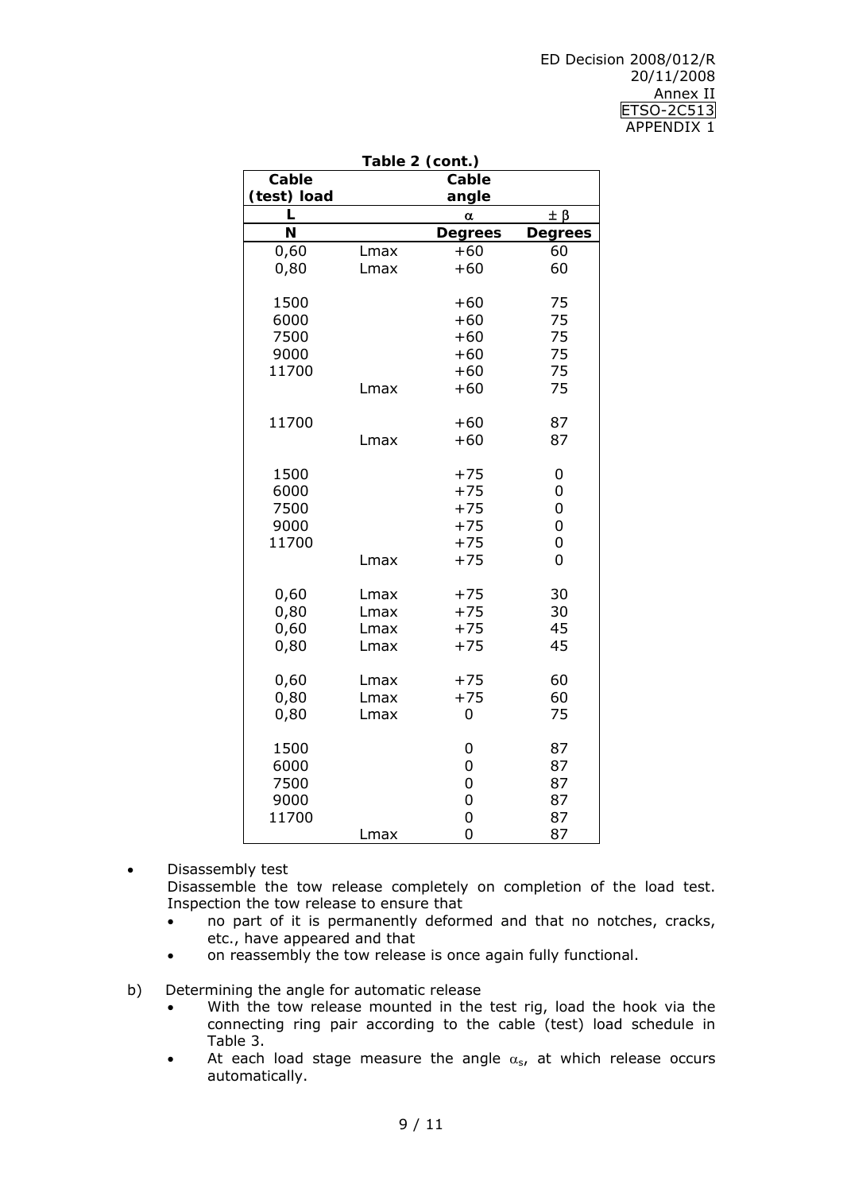**Table 2 (cont.)**

| Cable (test) load | | Cable angle | |
|---|---|---|---|
| L | | α | ± β |
| N | | Degrees | Degrees |
| 0,60 | Lmax | +60 | 60 |
| 0,80 | Lmax | +60 | 60 |
| | | | |
| 1500 | | +60 | 75 |
| 6000 | | +60 | 75 |
| 7500 | | +60 | 75 |
| 9000 | | +60 | 75 |
| 11700 | | +60 | 75 |
| | Lmax | +60 | 75 |
| | | | |
| 11700 | | +60 | 87 |
| | Lmax | +60 | 87 |
| | | | |
| 1500 | | +75 | 0 |
| 6000 | | +75 | 0 |
| 7500 | | +75 | 0 |
| 9000 | | +75 | 0 |
| 11700 | | +75 | 0 |
| | Lmax | +75 | 0 |
| | | | |
| 0,60 | Lmax | +75 | 30 |
| 0,80 | Lmax | +75 | 30 |
| 0,60 | Lmax | +75 | 45 |
| 0,80 | Lmax | +75 | 45 |
| | | | |
| 0,60 | Lmax | +75 | 60 |
| 0,80 | Lmax | +75 | 60 |
| 0,80 | Lmax | 0 | 75 |
| | | | |
| 1500 | | 0 | 87 |
| 6000 | | 0 | 87 |
| 7500 | | 0 | 87 |
| 9000 | | 0 | 87 |
| 11700 | | 0 | 87 |
| | Lmax | 0 | 87 |

- Disassembly test
  Disassemble the tow release completely on completion of the load test. Inspection the tow release to ensure that
  - no part of it is permanently deformed and that no notches, cracks, etc., have appeared and that
  - on reassembly the tow release is once again fully functional.

b) Determining the angle for automatic release
- With the tow release mounted in the test rig, load the hook via the connecting ring pair according to the cable (test) load schedule in Table 3.
- At each load stage measure the angle $\alpha_s$, at which release occurs automatically.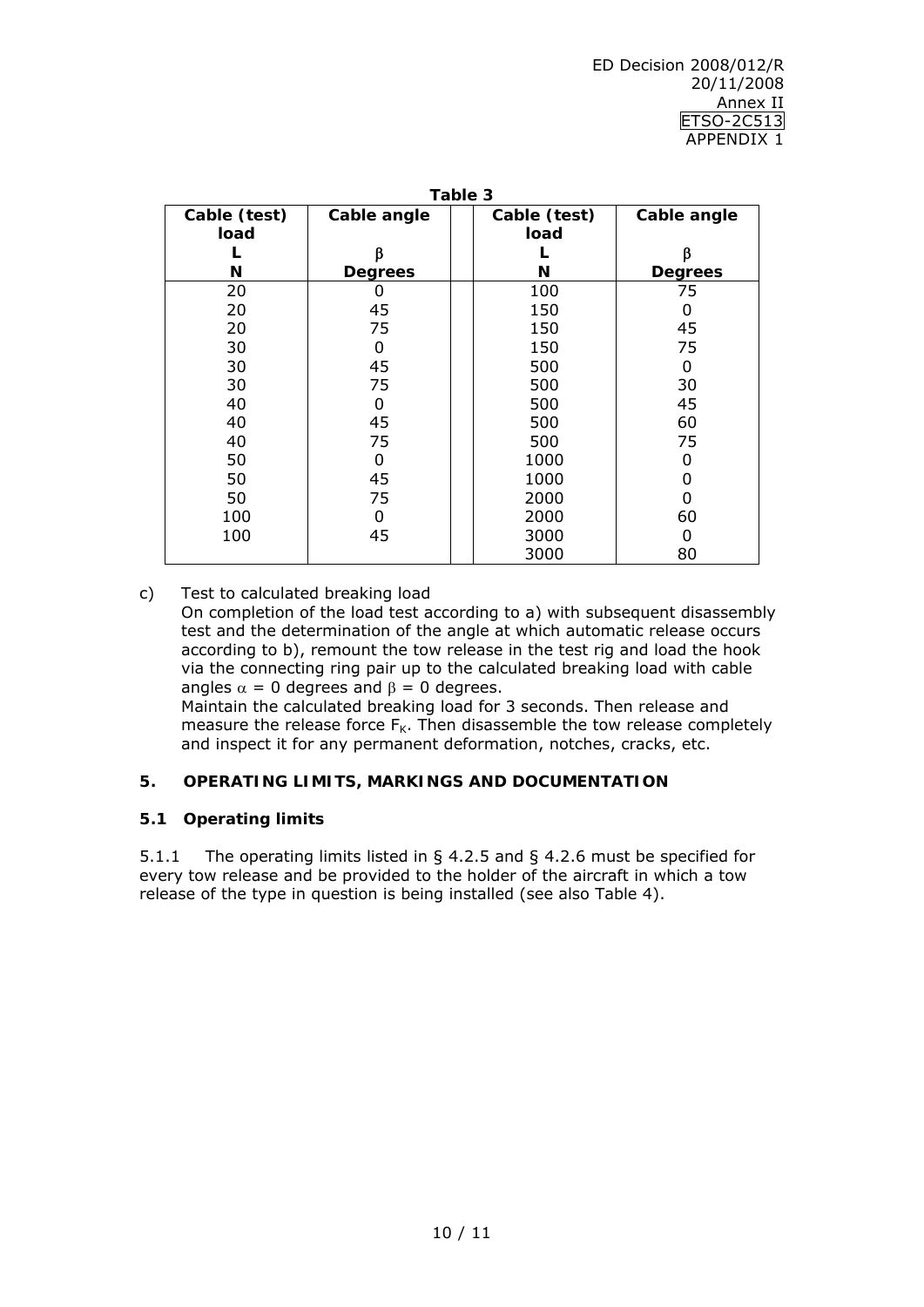**Table 3**

| Cable (test) load<br>L<br>N | Cable angle<br>β<br>Degrees | | Cable (test) load<br>L<br>N | Cable angle<br>β<br>Degrees |
|---|---|---|---|---|
| 20 | 0 | | 100 | 75 |
| 20 | 45 | | 150 | 0 |
| 20 | 75 | | 150 | 45 |
| 30 | 0 | | 150 | 75 |
| 30 | 45 | | 500 | 0 |
| 30 | 75 | | 500 | 30 |
| 40 | 0 | | 500 | 45 |
| 40 | 45 | | 500 | 60 |
| 40 | 75 | | 500 | 75 |
| 50 | 0 | | 1000 | 0 |
| 50 | 45 | | 1000 | 0 |
| 50 | 75 | | 2000 | 0 |
| 100 | 0 | | 2000 | 60 |
| 100 | 45 | | 3000 | 0 |
| | | | 3000 | 80 |

c) Test to calculated breaking load
On completion of the load test according to a) with subsequent disassembly test and the determination of the angle at which automatic release occurs according to b), remount the tow release in the test rig and load the hook via the connecting ring pair up to the calculated breaking load with cable angles $\alpha = 0$ degrees and $\beta = 0$ degrees.
Maintain the calculated breaking load for 3 seconds. Then release and measure the release force $F_K$. Then disassemble the tow release completely and inspect it for any permanent deformation, notches, cracks, etc.

## 5. OPERATING LIMITS, MARKINGS AND DOCUMENTATION

### 5.1 Operating limits

5.1.1 The operating limits listed in § 4.2.5 and § 4.2.6 must be specified for every tow release and be provided to the holder of the aircraft in which a tow release of the type in question is being installed (see also Table 4).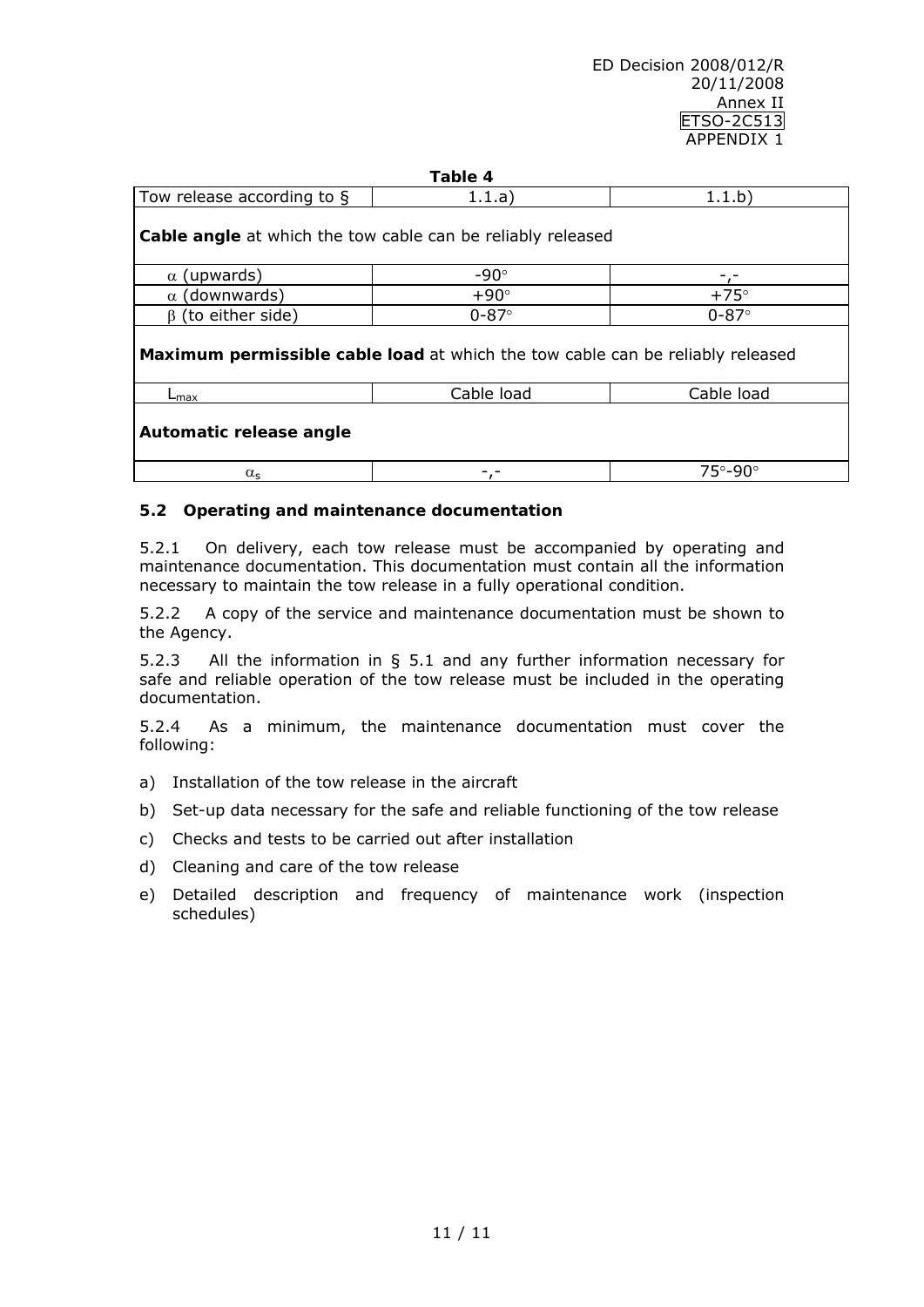**Table 4**

| Tow release according to § | 1.1.a) | 1.1.b) |
|---|---|---|
| **Cable angle** at which the tow cable can be reliably released | | |
| $\alpha$ (upwards) | -90° | -,- |
| $\alpha$ (downwards) | +90° | +75° |
| $\beta$ (to either side) | 0-87° | 0-87° |
| **Maximum permissible cable load** at which the tow cable can be reliably released | | |
| $L_{max}$ | Cable load | Cable load |
| **Automatic release angle** | | |
| $\alpha_s$ | -,- | 75°-90° |

### 5.2 Operating and maintenance documentation

5.2.1 On delivery, each tow release must be accompanied by operating and maintenance documentation. This documentation must contain all the information necessary to maintain the tow release in a fully operational condition.

5.2.2 A copy of the service and maintenance documentation must be shown to the Agency.

5.2.3 All the information in § 5.1 and any further information necessary for safe and reliable operation of the tow release must be included in the operating documentation.

5.2.4 As a minimum, the maintenance documentation must cover the following:

a) Installation of the tow release in the aircraft

b) Set-up data necessary for the safe and reliable functioning of the tow release

c) Checks and tests to be carried out after installation

d) Cleaning and care of the tow release

e) Detailed description and frequency of maintenance work (inspection schedules)